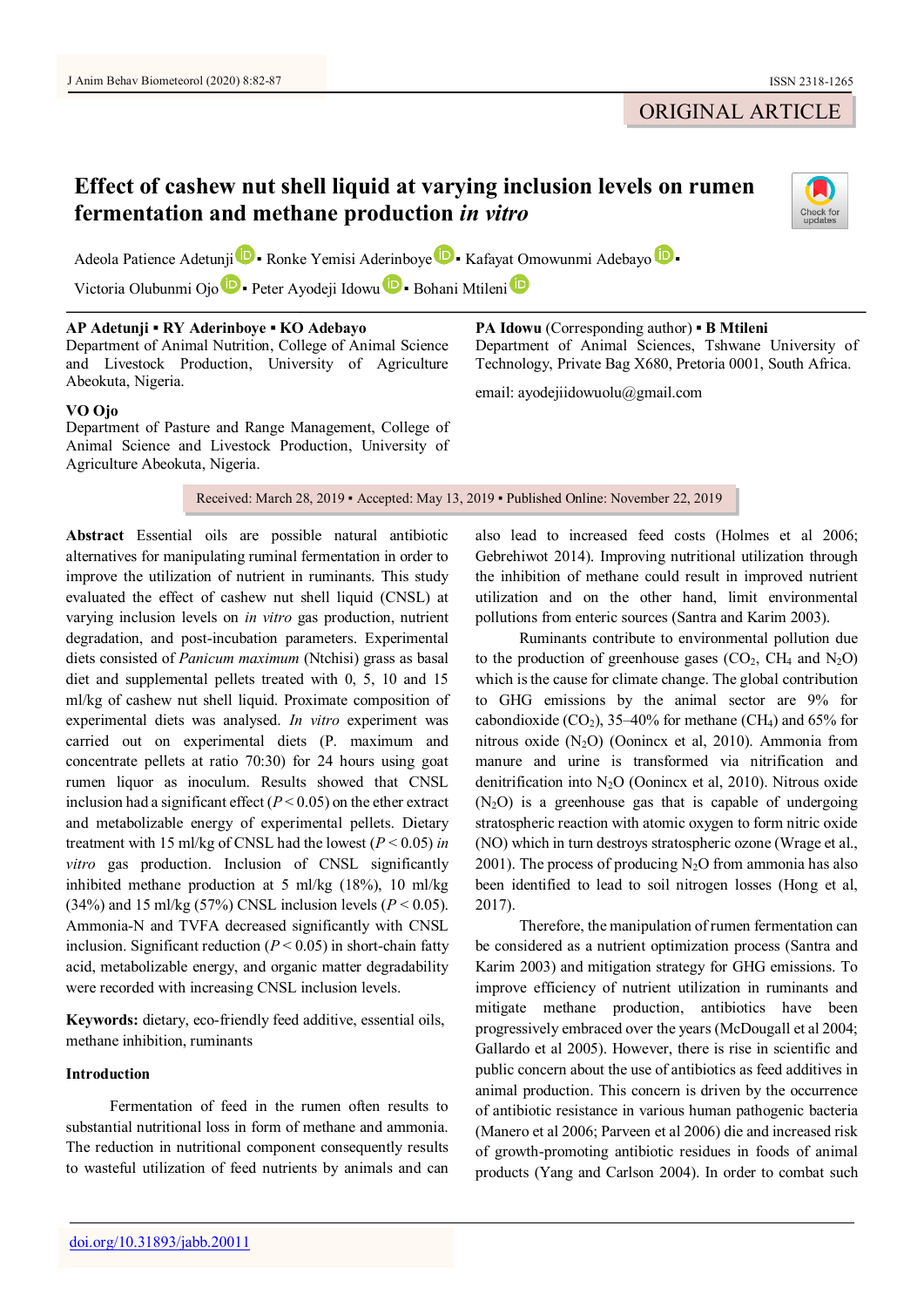ORIGINAL ARTICLE

# Effect of cashew nut shell liquid at varying inclusion levels on rumen fermentation and methane production *in vitro*

Adeola Patience Adetunji ▪ Ronke Yemisi Aderinboye ▪ Kafayat Omowunmi Adebayo ▪ Victoria Olubunmi Ojo ▪ Peter Ayodeji Idowu ▪ Bohani Mtileni

**AP Adetunji ▪ RY Aderinboye ▪ KO Adebayo**
Department of Animal Nutrition, College of Animal Science and Livestock Production, University of Agriculture Abeokuta, Nigeria.

**VO Ojo**
Department of Pasture and Range Management, College of Animal Science and Livestock Production, University of Agriculture Abeokuta, Nigeria.

**PA Idowu** (Corresponding author) ▪ **B Mtileni**
Department of Animal Sciences, Tshwane University of Technology, Private Bag X680, Pretoria 0001, South Africa.

email: ayodejiidowuolu@gmail.com

Received: March 28, 2019 ▪ Accepted: May 13, 2019 ▪ Published Online: November 22, 2019

**Abstract** Essential oils are possible natural antibiotic alternatives for manipulating ruminal fermentation in order to improve the utilization of nutrient in ruminants. This study evaluated the effect of cashew nut shell liquid (CNSL) at varying inclusion levels on *in vitro* gas production, nutrient degradation, and post-incubation parameters. Experimental diets consisted of *Panicum maximum* (Ntchisi) grass as basal diet and supplemental pellets treated with 0, 5, 10 and 15 ml/kg of cashew nut shell liquid. Proximate composition of experimental diets was analysed. *In vitro* experiment was carried out on experimental diets (P. maximum and concentrate pellets at ratio 70:30) for 24 hours using goat rumen liquor as inoculum. Results showed that CNSL inclusion had a significant effect ($P < 0.05$) on the ether extract and metabolizable energy of experimental pellets. Dietary treatment with 15 ml/kg of CNSL had the lowest ($P < 0.05$) *in vitro* gas production. Inclusion of CNSL significantly inhibited methane production at 5 ml/kg (18%), 10 ml/kg (34%) and 15 ml/kg (57%) CNSL inclusion levels ($P < 0.05$). Ammonia-N and TVFA decreased significantly with CNSL inclusion. Significant reduction ($P < 0.05$) in short-chain fatty acid, metabolizable energy, and organic matter degradability were recorded with increasing CNSL inclusion levels.

**Keywords:** dietary, eco-friendly feed additive, essential oils, methane inhibition, ruminants

## Introduction

Fermentation of feed in the rumen often results to substantial nutritional loss in form of methane and ammonia. The reduction in nutritional component consequently results to wasteful utilization of feed nutrients by animals and can also lead to increased feed costs (Holmes et al 2006; Gebrehiwot 2014). Improving nutritional utilization through the inhibition of methane could result in improved nutrient utilization and on the other hand, limit environmental pollutions from enteric sources (Santra and Karim 2003).

Ruminants contribute to environmental pollution due to the production of greenhouse gases ($CO_2$, $CH_4$ and $N_2O$) which is the cause for climate change. The global contribution to GHG emissions by the animal sector are 9% for cabondioxide ($CO_2$), 35–40% for methane ($CH_4$) and 65% for nitrous oxide ($N_2O$) (Ooninex et al, 2010). Ammonia from manure and urine is transformed via nitrification and denitrification into $N_2O$ (Ooninex et al, 2010). Nitrous oxide ($N_2O$) is a greenhouse gas that is capable of undergoing stratospheric reaction with atomic oxygen to form nitric oxide (NO) which in turn destroys stratospheric ozone (Wrage et al., 2001). The process of producing $N_2O$ from ammonia has also been identified to lead to soil nitrogen losses (Hong et al, 2017).

Therefore, the manipulation of rumen fermentation can be considered as a nutrient optimization process (Santra and Karim 2003) and mitigation strategy for GHG emissions. To improve efficiency of nutrient utilization in ruminants and mitigate methane production, antibiotics have been progressively embraced over the years (McDougall et al 2004; Gallardo et al 2005). However, there is rise in scientific and public concern about the use of antibiotics as feed additives in animal production. This concern is driven by the occurrence of antibiotic resistance in various human pathogenic bacteria (Manero et al 2006; Parveen et al 2006) die and increased risk of growth-promoting antibiotic residues in foods of animal products (Yang and Carlson 2004). In order to combat such

doi.org/10.31893/jabb.20011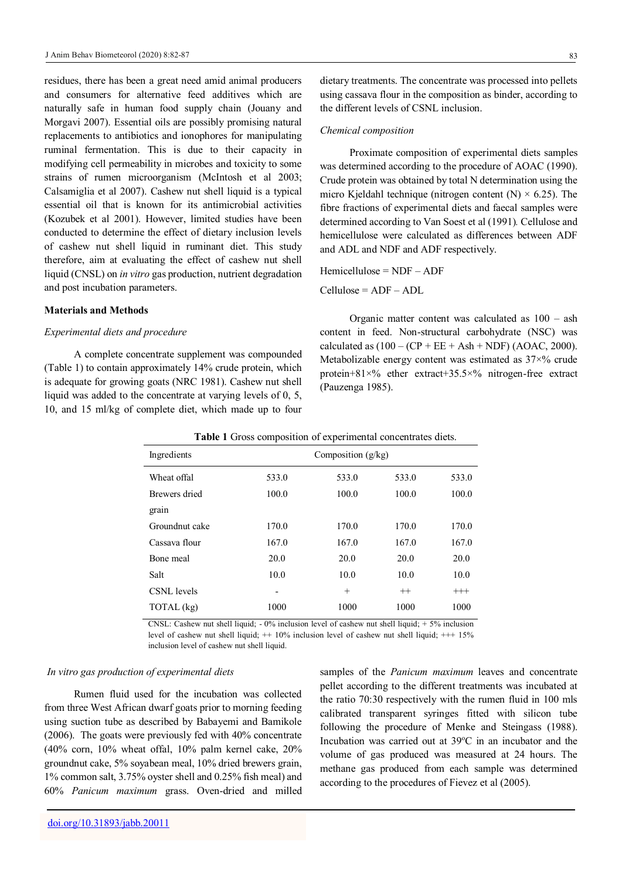residues, there has been a great need amid animal producers and consumers for alternative feed additives which are naturally safe in human food supply chain (Jouany and Morgavi 2007). Essential oils are possibly promising natural replacements to antibiotics and ionophores for manipulating ruminal fermentation. This is due to their capacity in modifying cell permeability in microbes and toxicity to some strains of rumen microorganism (McIntosh et al 2003; Calsamiglia et al 2007). Cashew nut shell liquid is a typical essential oil that is known for its antimicrobial activities (Kozubek et al 2001). However, limited studies have been conducted to determine the effect of dietary inclusion levels of cashew nut shell liquid in ruminant diet. This study therefore, aim at evaluating the effect of cashew nut shell liquid (CNSL) on *in vitro* gas production, nutrient degradation and post incubation parameters.

## Materials and Methods

### *Experimental diets and procedure*

A complete concentrate supplement was compounded (Table 1) to contain approximately 14% crude protein, which is adequate for growing goats (NRC 1981). Cashew nut shell liquid was added to the concentrate at varying levels of 0, 5, 10, and 15 ml/kg of complete diet, which made up to four dietary treatments. The concentrate was processed into pellets using cassava flour in the composition as binder, according to the different levels of CSNL inclusion.

### *Chemical composition*

Proximate composition of experimental diets samples was determined according to the procedure of AOAC (1990). Crude protein was obtained by total N determination using the micro Kjeldahl technique (nitrogen content (N) × 6.25). The fibre fractions of experimental diets and faecal samples were determined according to Van Soest et al (1991). Cellulose and hemicellulose were calculated as differences between ADF and ADL and NDF and ADF respectively.

Hemicellulose = NDF – ADF

Cellulose = ADF – ADL

Organic matter content was calculated as 100 – ash content in feed. Non-structural carbohydrate (NSC) was calculated as (100 – (CP + EE + Ash + NDF) (AOAC, 2000). Metabolizable energy content was estimated as 37×% crude protein+81×% ether extract+35.5×% nitrogen-free extract (Pauzenga 1985).

**Table 1** Gross composition of experimental concentrates diets.

| Ingredients | Composition (g/kg) | | | |
|---|---|---|---|---|
| Wheat offal | 533.0 | 533.0 | 533.0 | 533.0 |
| Brewers dried grain | 100.0 | 100.0 | 100.0 | 100.0 |
| Groundnut cake | 170.0 | 170.0 | 170.0 | 170.0 |
| Cassava flour | 167.0 | 167.0 | 167.0 | 167.0 |
| Bone meal | 20.0 | 20.0 | 20.0 | 20.0 |
| Salt | 10.0 | 10.0 | 10.0 | 10.0 |
| CSNL levels | - | + | ++ | +++ |
| TOTAL (kg) | 1000 | 1000 | 1000 | 1000 |

CNSL: Cashew nut shell liquid; - 0% inclusion level of cashew nut shell liquid; + 5% inclusion level of cashew nut shell liquid; ++ 10% inclusion level of cashew nut shell liquid; +++ 15% inclusion level of cashew nut shell liquid.

### *In vitro gas production of experimental diets*

Rumen fluid used for the incubation was collected from three West African dwarf goats prior to morning feeding using suction tube as described by Babayemi and Bamikole (2006). The goats were previously fed with 40% concentrate (40% corn, 10% wheat offal, 10% palm kernel cake, 20% groundnut cake, 5% soyabean meal, 10% dried brewers grain, 1% common salt, 3.75% oyster shell and 0.25% fish meal) and 60% *Panicum maximum* grass. Oven-dried and milled samples of the *Panicum maximum* leaves and concentrate pellet according to the different treatments was incubated at the ratio 70:30 respectively with the rumen fluid in 100 mls calibrated transparent syringes fitted with silicon tube following the procedure of Menke and Steingass (1988). Incubation was carried out at 39$^{o}$C in an incubator and the volume of gas produced was measured at 24 hours. The methane gas produced from each sample was determined according to the procedures of Fievez et al (2005).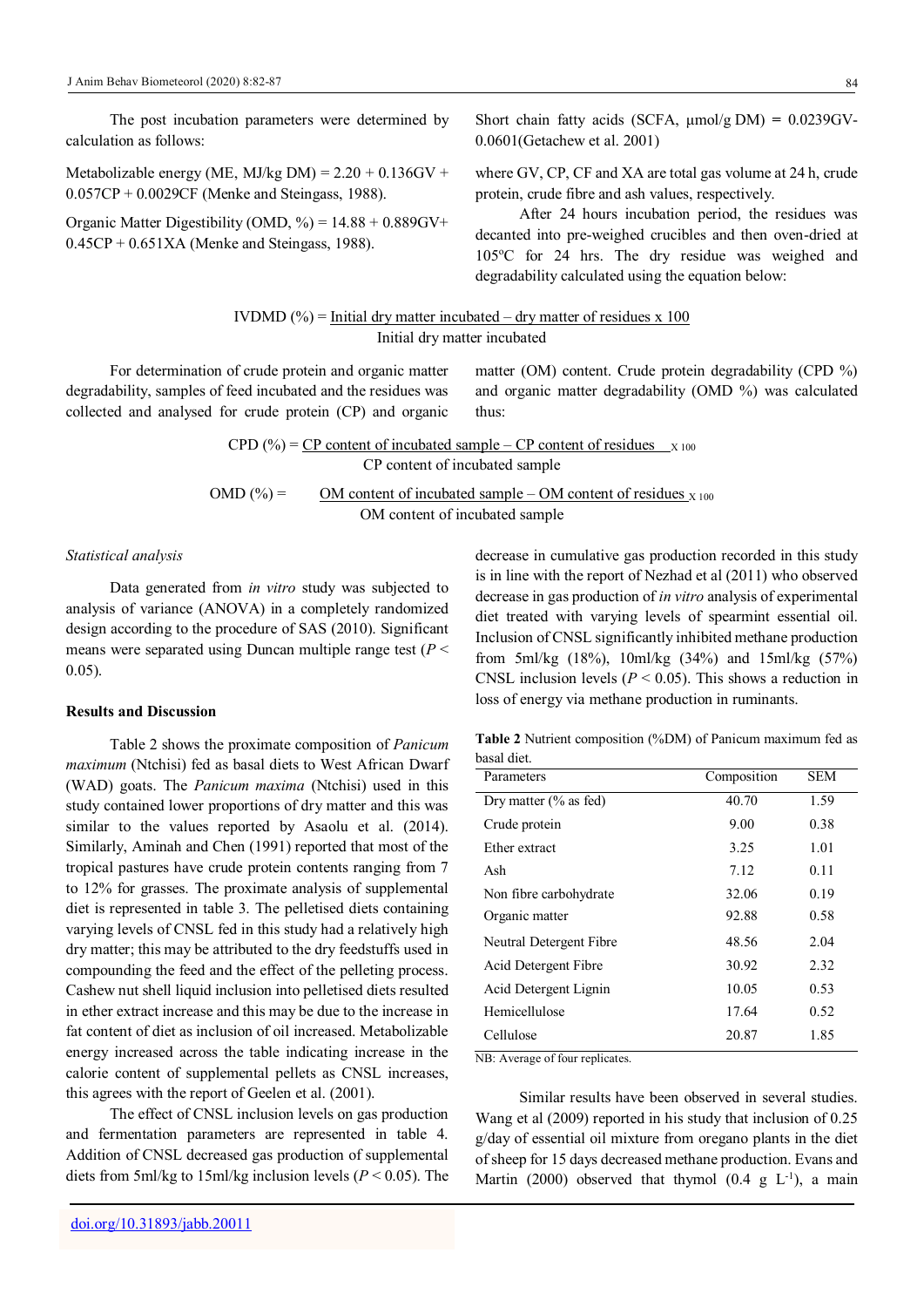The post incubation parameters were determined by calculation as follows:

Metabolizable energy (ME, MJ/kg DM) = 2.20 + 0.136GV + 0.057CP + 0.0029CF (Menke and Steingass, 1988).

Organic Matter Digestibility (OMD, %) = 14.88 + 0.889GV+ 0.45CP + 0.651XA (Menke and Steingass, 1988).

Short chain fatty acids (SCFA, μmol/g DM) = 0.0239GV-0.0601(Getachew et al. 2001)

where GV, CP, CF and XA are total gas volume at 24 h, crude protein, crude fibre and ash values, respectively.

After 24 hours incubation period, the residues was decanted into pre-weighed crucibles and then oven-dried at 105°C for 24 hrs. The dry residue was weighed and degradability calculated using the equation below:

$$\text{IVDMD (\%)} = \frac{\text{Initial dry matter incubated} - \text{dry matter of residues} \times 100}{\text{Initial dry matter incubated}}$$

For determination of crude protein and organic matter degradability, samples of feed incubated and the residues was collected and analysed for crude protein (CP) and organic matter (OM) content. Crude protein degradability (CPD %) and organic matter degradability (OMD %) was calculated thus:

$$\text{CPD (\%)} = \frac{\text{CP content of incubated sample} - \text{CP content of residues}}{\text{CP content of incubated sample}} \times 100$$

$$\text{OMD (\%)} = \frac{\text{OM content of incubated sample} - \text{OM content of residues}}{\text{OM content of incubated sample}} \times 100$$

*Statistical analysis*

Data generated from *in vitro* study was subjected to analysis of variance (ANOVA) in a completely randomized design according to the procedure of SAS (2010). Significant means were separated using Duncan multiple range test ($P < 0.05$).

**Results and Discussion**

Table 2 shows the proximate composition of *Panicum maximum* (Ntchisi) fed as basal diets to West African Dwarf (WAD) goats. The *Panicum maxima* (Ntchisi) used in this study contained lower proportions of dry matter and this was similar to the values reported by Asaolu et al. (2014). Similarly, Aminah and Chen (1991) reported that most of the tropical pastures have crude protein contents ranging from 7 to 12% for grasses. The proximate analysis of supplemental diet is represented in table 3. The pelletised diets containing varying levels of CNSL fed in this study had a relatively high dry matter; this may be attributed to the dry feedstuffs used in compounding the feed and the effect of the pelleting process. Cashew nut shell liquid inclusion into pelletised diets resulted in ether extract increase and this may be due to the increase in fat content of diet as inclusion of oil increased. Metabolizable energy increased across the table indicating increase in the calorie content of supplemental pellets as CNSL increases, this agrees with the report of Geelen et al. (2001).

The effect of CNSL inclusion levels on gas production and fermentation parameters are represented in table 4. Addition of CNSL decreased gas production of supplemental diets from 5ml/kg to 15ml/kg inclusion levels ($P < 0.05$). The decrease in cumulative gas production recorded in this study is in line with the report of Nezhad et al (2011) who observed decrease in gas production of *in vitro* analysis of experimental diet treated with varying levels of spearmint essential oil. Inclusion of CNSL significantly inhibited methane production from 5ml/kg (18%), 10ml/kg (34%) and 15ml/kg (57%) CNSL inclusion levels ($P < 0.05$). This shows a reduction in loss of energy via methane production in ruminants.

**Table 2** Nutrient composition (%DM) of Panicum maximum fed as basal diet.

| Parameters | Composition | SEM |
|---|---|---|
| Dry matter (% as fed) | 40.70 | 1.59 |
| Crude protein | 9.00 | 0.38 |
| Ether extract | 3.25 | 1.01 |
| Ash | 7.12 | 0.11 |
| Non fibre carbohydrate | 32.06 | 0.19 |
| Organic matter | 92.88 | 0.58 |
| Neutral Detergent Fibre | 48.56 | 2.04 |
| Acid Detergent Fibre | 30.92 | 2.32 |
| Acid Detergent Lignin | 10.05 | 0.53 |
| Hemicellulose | 17.64 | 0.52 |
| Cellulose | 20.87 | 1.85 |

NB: Average of four replicates.

Similar results have been observed in several studies. Wang et al (2009) reported in his study that inclusion of 0.25 g/day of essential oil mixture from oregano plants in the diet of sheep for 15 days decreased methane production. Evans and Martin (2000) observed that thymol (0.4 g $L^{-1}$), a main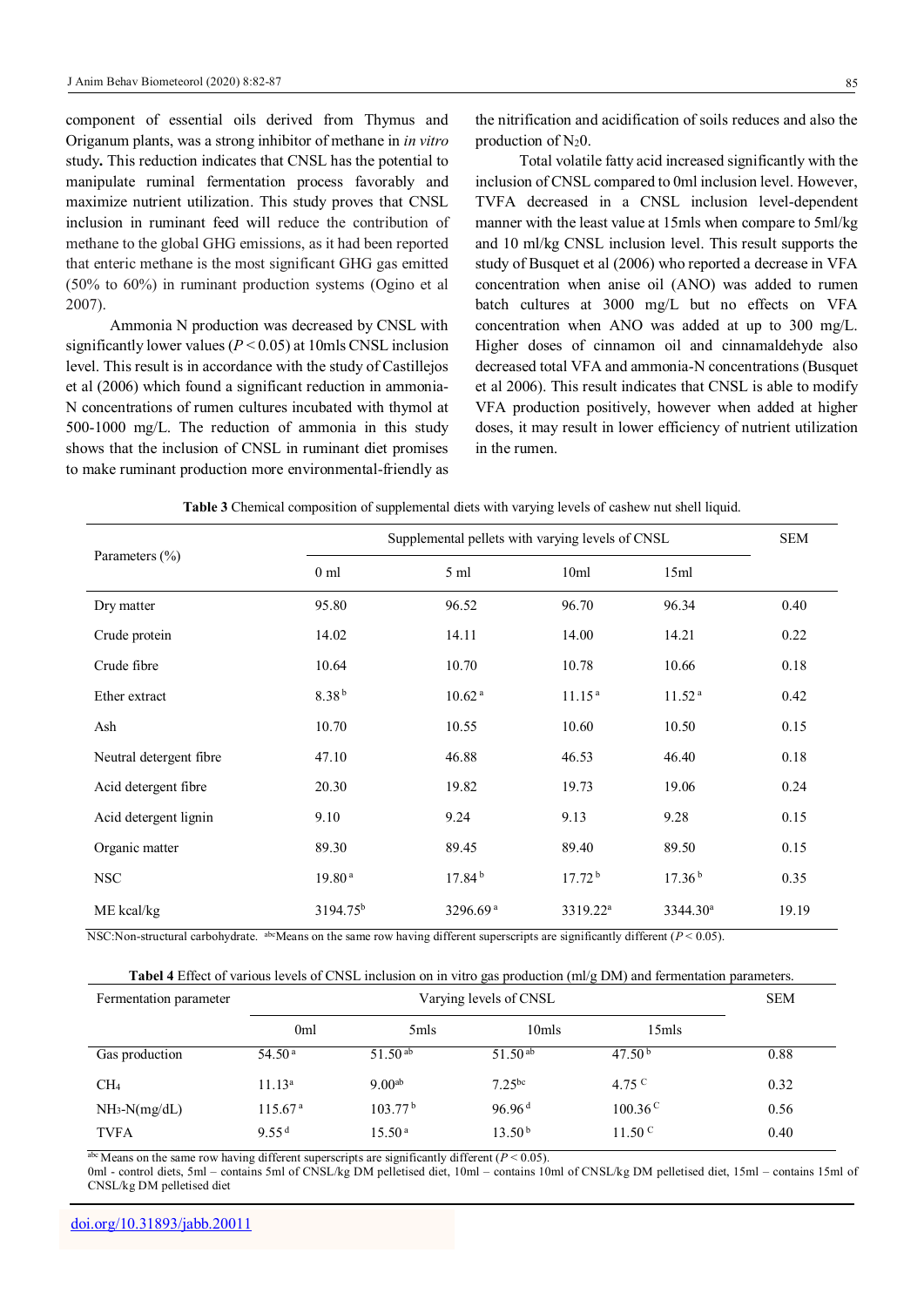component of essential oils derived from Thymus and Origanum plants, was a strong inhibitor of methane in *in vitro* study**.** This reduction indicates that CNSL has the potential to manipulate ruminal fermentation process favorably and maximize nutrient utilization. This study proves that CNSL inclusion in ruminant feed will reduce the contribution of methane to the global GHG emissions, as it had been reported that enteric methane is the most significant GHG gas emitted (50% to 60%) in ruminant production systems (Ogino et al 2007).

Ammonia N production was decreased by CNSL with significantly lower values ($P < 0.05$) at 10mls CNSL inclusion level. This result is in accordance with the study of Castillejos et al (2006) which found a significant reduction in ammonia-N concentrations of rumen cultures incubated with thymol at 500-1000 mg/L. The reduction of ammonia in this study shows that the inclusion of CNSL in ruminant diet promises to make ruminant production more environmental-friendly as the nitrification and acidification of soils reduces and also the production of $N_2O$.

Total volatile fatty acid increased significantly with the inclusion of CNSL compared to 0ml inclusion level. However, TVFA decreased in a CNSL inclusion level-dependent manner with the least value at 15mls when compare to 5ml/kg and 10 ml/kg CNSL inclusion level. This result supports the study of Busquet et al (2006) who reported a decrease in VFA concentration when anise oil (ANO) was added to rumen batch cultures at 3000 mg/L but no effects on VFA concentration when ANO was added at up to 300 mg/L. Higher doses of cinnamon oil and cinnamaldehyde also decreased total VFA and ammonia-N concentrations (Busquet et al 2006). This result indicates that CNSL is able to modify VFA production positively, however when added at higher doses, it may result in lower efficiency of nutrient utilization in the rumen.

**Table 3** Chemical composition of supplemental diets with varying levels of cashew nut shell liquid.

| Parameters (%) | Supplemental pellets with varying levels of CNSL | | | | SEM |
|---|---|---|---|---|---|
| | 0 ml | 5 ml | 10ml | 15ml | |
| Dry matter | 95.80 | 96.52 | 96.70 | 96.34 | 0.40 |
| Crude protein | 14.02 | 14.11 | 14.00 | 14.21 | 0.22 |
| Crude fibre | 10.64 | 10.70 | 10.78 | 10.66 | 0.18 |
| Ether extract | 8.38 [b] | 10.62 [a] | 11.15 [a] | 11.52 [a] | 0.42 |
| Ash | 10.70 | 10.55 | 10.60 | 10.50 | 0.15 |
| Neutral detergent fibre | 47.10 | 46.88 | 46.53 | 46.40 | 0.18 |
| Acid detergent fibre | 20.30 | 19.82 | 19.73 | 19.06 | 0.24 |
| Acid detergent lignin | 9.10 | 9.24 | 9.13 | 9.28 | 0.15 |
| Organic matter | 89.30 | 89.45 | 89.40 | 89.50 | 0.15 |
| NSC | 19.80 [a] | 17.84 [b] | 17.72 [b] | 17.36 [b] | 0.35 |
| ME kcal/kg | 3194.75 [b] | 3296.69 [a] | 3319.22 [a] | 3344.30 [a] | 19.19 |

NSC:Non-structural carbohydrate. [abc]Means on the same row having different superscripts are significantly different ($P < 0.05$).

**Tabel 4** Effect of various levels of CNSL inclusion on in vitro gas production (ml/g DM) and fermentation parameters.

| Fermentation parameter | Varying levels of CNSL | | | | SEM |
|---|---|---|---|---|---|
| | 0ml | 5mls | 10mls | 15mls | |
| Gas production | 54.50 [a] | 51.50 [ab] | 51.50 [ab] | 47.50 [b] | 0.88 |
| $CH_4$ | 11.13 [a] | 9.00 [ab] | 7.25 [bc] | 4.75 [C] | 0.32 |
| $NH_3$-N(mg/dL) | 115.67 [a] | 103.77 [b] | 96.96 [d] | 100.36 [C] | 0.56 |
| TVFA | 9.55 [d] | 15.50 [a] | 13.50 [b] | 11.50 [C] | 0.40 |

[abc] Means on the same row having different superscripts are significantly different ($P < 0.05$).
0ml - control diets, 5ml – contains 5ml of CNSL/kg DM pelletised diet, 10ml – contains 10ml of CNSL/kg DM pelletised diet, 15ml – contains 15ml of CNSL/kg DM pelletised diet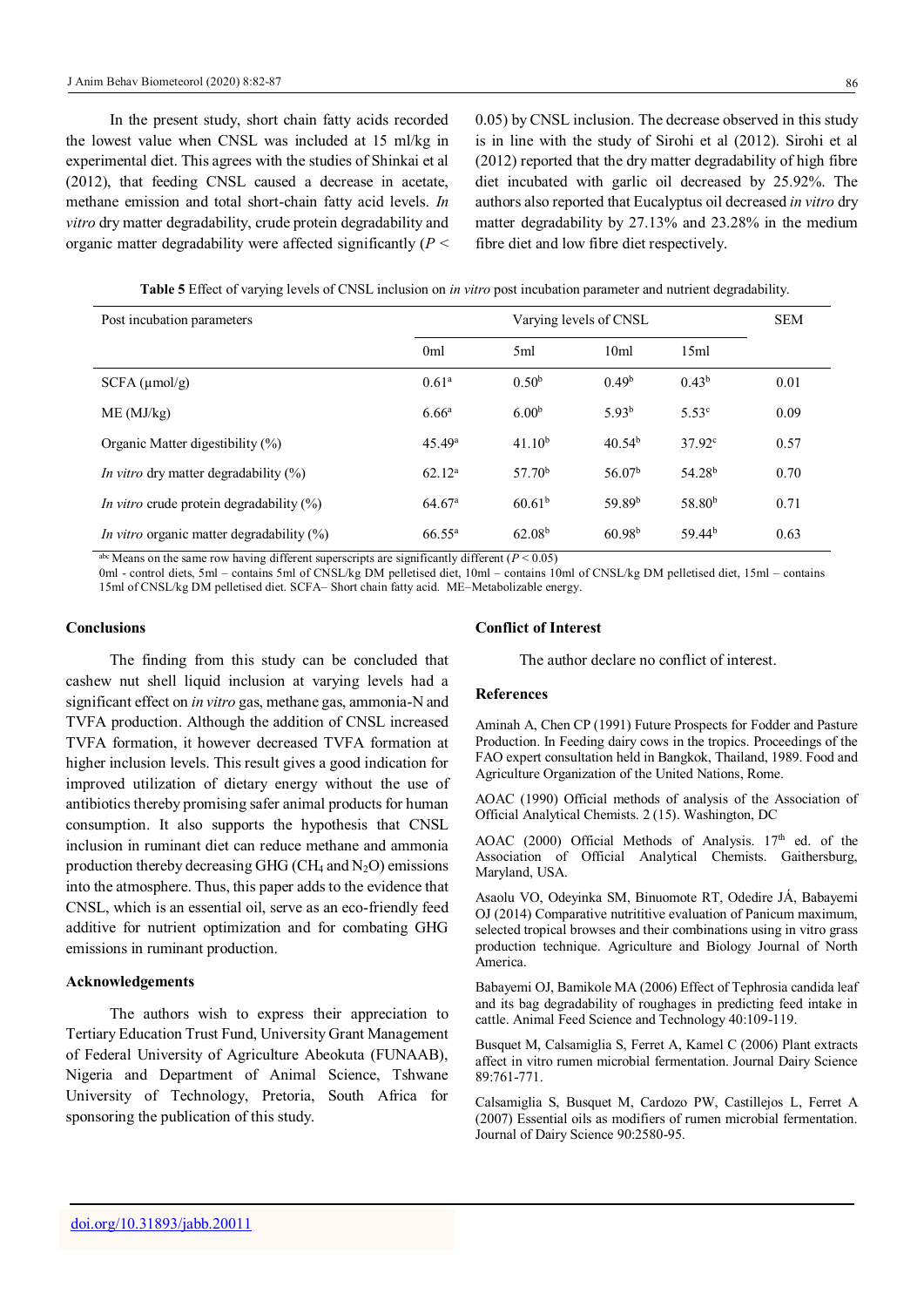In the present study, short chain fatty acids recorded the lowest value when CNSL was included at 15 ml/kg in experimental diet. This agrees with the studies of Shinkai et al (2012), that feeding CNSL caused a decrease in acetate, methane emission and total short-chain fatty acid levels. *In vitro* dry matter degradability, crude protein degradability and organic matter degradability were affected significantly ($P <$ 0.05) by CNSL inclusion. The decrease observed in this study is in line with the study of Sirohi et al (2012). Sirohi et al (2012) reported that the dry matter degradability of high fibre diet incubated with garlic oil decreased by 25.92%. The authors also reported that Eucalyptus oil decreased *in vitro* dry matter degradability by 27.13% and 23.28% in the medium fibre diet and low fibre diet respectively.

**Table 5** Effect of varying levels of CNSL inclusion on *in vitro* post incubation parameter and nutrient degradability.

| Post incubation parameters | Varying levels of CNSL | | | | SEM |
|---|---|---|---|---|---|
| | 0ml | 5ml | 10ml | 15ml | |
| SCFA (µmol/g) | $0.61^{a}$ | $0.50^{b}$ | $0.49^{b}$ | $0.43^{b}$ | 0.01 |
| ME (MJ/kg) | $6.66^{a}$ | $6.00^{b}$ | $5.93^{b}$ | $5.53^{c}$ | 0.09 |
| Organic Matter digestibility (%) | $45.49^{a}$ | $41.10^{b}$ | $40.54^{b}$ | $37.92^{c}$ | 0.57 |
| *In vitro* dry matter degradability (%) | $62.12^{a}$ | $57.70^{b}$ | $56.07^{b}$ | $54.28^{b}$ | 0.70 |
| *In vitro* crude protein degradability (%) | $64.67^{a}$ | $60.61^{b}$ | $59.89^{b}$ | $58.80^{b}$ | 0.71 |
| *In vitro* organic matter degradability (%) | $66.55^{a}$ | $62.08^{b}$ | $60.98^{b}$ | $59.44^{b}$ | 0.63 |

[abc] Means on the same row having different superscripts are significantly different ($P < 0.05$)
0ml - control diets, 5ml – contains 5ml of CNSL/kg DM pelletised diet, 10ml – contains 10ml of CNSL/kg DM pelletised diet, 15ml – contains 15ml of CNSL/kg DM pelletised diet. SCFA– Short chain fatty acid. ME–Metabolizable energy.

## Conclusions

The finding from this study can be concluded that cashew nut shell liquid inclusion at varying levels had a significant effect on *in vitro* gas, methane gas, ammonia-N and TVFA production. Although the addition of CNSL increased TVFA formation, it however decreased TVFA formation at higher inclusion levels. This result gives a good indication for improved utilization of dietary energy without the use of antibiotics thereby promising safer animal products for human consumption. It also supports the hypothesis that CNSL inclusion in ruminant diet can reduce methane and ammonia production thereby decreasing GHG ($CH_4$ and $N_2O$) emissions into the atmosphere. Thus, this paper adds to the evidence that CNSL, which is an essential oil, serve as an eco-friendly feed additive for nutrient optimization and for combating GHG emissions in ruminant production.

## Acknowledgements

The authors wish to express their appreciation to Tertiary Education Trust Fund, University Grant Management of Federal University of Agriculture Abeokuta (FUNAAB), Nigeria and Department of Animal Science, Tshwane University of Technology, Pretoria, South Africa for sponsoring the publication of this study.

## Conflict of Interest

The author declare no conflict of interest.

## References

Aminah A, Chen CP (1991) Future Prospects for Fodder and Pasture Production. In Feeding dairy cows in the tropics. Proceedings of the FAO expert consultation held in Bangkok, Thailand, 1989. Food and Agriculture Organization of the United Nations, Rome.

AOAC (1990) Official methods of analysis of the Association of Official Analytical Chemists. 2 (15). Washington, DC

AOAC (2000) Official Methods of Analysis. 17th ed. of the Association of Official Analytical Chemists. Gaithersburg, Maryland, USA.

Asaolu VO, Odeyinka SM, Binuomote RT, Odedire JÁ, Babayemi OJ (2014) Comparative nutrititive evaluation of Panicum maximum, selected tropical browses and their combinations using in vitro grass production technique. Agriculture and Biology Journal of North America.

Babayemi OJ, Bamikole MA (2006) Effect of Tephrosia candida leaf and its bag degradability of roughages in predicting feed intake in cattle. Animal Feed Science and Technology 40:109-119.

Busquet M, Calsamiglia S, Ferret A, Kamel C (2006) Plant extracts affect in vitro rumen microbial fermentation. Journal Dairy Science 89:761-771.

Calsamiglia S, Busquet M, Cardozo PW, Castillejos L, Ferret A (2007) Essential oils as modifiers of rumen microbial fermentation. Journal of Dairy Science 90:2580-95.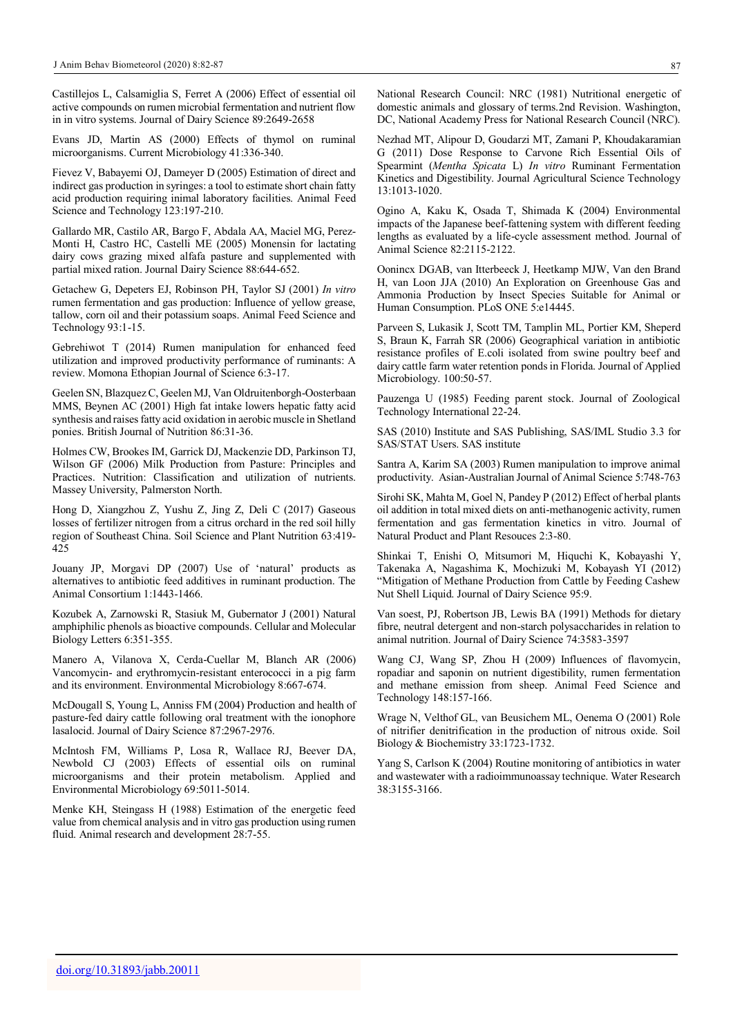Castillejos L, Calsamiglia S, Ferret A (2006) Effect of essential oil active compounds on rumen microbial fermentation and nutrient flow in in vitro systems. Journal of Dairy Science 89:2649-2658

Evans JD, Martin AS (2000) Effects of thymol on ruminal microorganisms. Current Microbiology 41:336-340.

Fievez V, Babayemi OJ, Dameyer D (2005) Estimation of direct and indirect gas production in syringes: a tool to estimate short chain fatty acid production requiring inimal laboratory facilities. Animal Feed Science and Technology 123:197-210.

Gallardo MR, Castilo AR, Bargo F, Abdala AA, Maciel MG, Perez-Monti H, Castro HC, Castelli ME (2005) Monensin for lactating dairy cows grazing mixed alfafa pasture and supplemented with partial mixed ration. Journal Dairy Science 88:644-652.

Getachew G, Depeters EJ, Robinson PH, Taylor SJ (2001) *In vitro* rumen fermentation and gas production: Influence of yellow grease, tallow, corn oil and their potassium soaps. Animal Feed Science and Technology 93:1-15.

Gebrehiwot T (2014) Rumen manipulation for enhanced feed utilization and improved productivity performance of ruminants: A review. Momona Ethopian Journal of Science 6:3-17.

Geelen SN, Blazquez C, Geelen MJ, Van Oldruitenborgh-Oosterbaan MMS, Beynen AC (2001) High fat intake lowers hepatic fatty acid synthesis and raises fatty acid oxidation in aerobic muscle in Shetland ponies. British Journal of Nutrition 86:31-36.

Holmes CW, Brookes IM, Garrick DJ, Mackenzie DD, Parkinson TJ, Wilson GF (2006) Milk Production from Pasture: Principles and Practices. Nutrition: Classification and utilization of nutrients. Massey University, Palmerston North.

Hong D, Xiangzhou Z, Yushu Z, Jing Z, Deli C (2017) Gaseous losses of fertilizer nitrogen from a citrus orchard in the red soil hilly region of Southeast China. Soil Science and Plant Nutrition 63:419-425

Jouany JP, Morgavi DP (2007) Use of 'natural' products as alternatives to antibiotic feed additives in ruminant production. The Animal Consortium 1:1443-1466.

Kozubek A, Zarnowski R, Stasiuk M, Gubernator J (2001) Natural amphiphilic phenols as bioactive compounds. Cellular and Molecular Biology Letters 6:351-355.

Manero A, Vilanova X, Cerda-Cuellar M, Blanch AR (2006) Vancomycin- and erythromycin-resistant enterococci in a pig farm and its environment. Environmental Microbiology 8:667-674.

McDougall S, Young L, Anniss FM (2004) Production and health of pasture-fed dairy cattle following oral treatment with the ionophore lasalocid. Journal of Dairy Science 87:2967-2976.

McIntosh FM, Williams P, Losa R, Wallace RJ, Beever DA, Newbold CJ (2003) Effects of essential oils on ruminal microorganisms and their protein metabolism. Applied and Environmental Microbiology 69:5011-5014.

Menke KH, Steingass H (1988) Estimation of the energetic feed value from chemical analysis and in vitro gas production using rumen fluid. Animal research and development 28:7-55.

National Research Council: NRC (1981) Nutritional energetic of domestic animals and glossary of terms.2nd Revision. Washington, DC, National Academy Press for National Research Council (NRC).

Nezhad MT, Alipour D, Goudarzi MT, Zamani P, Khoudakaramian G (2011) Dose Response to Carvone Rich Essential Oils of Spearmint (*Mentha Spicata* L) *In vitro* Ruminant Fermentation Kinetics and Digestibility. Journal Agricultural Science Technology 13:1013-1020.

Ogino A, Kaku K, Osada T, Shimada K (2004) Environmental impacts of the Japanese beef-fattening system with different feeding lengths as evaluated by a life-cycle assessment method. Journal of Animal Science 82:2115-2122.

Oonincx DGAB, van Itterbeeck J, Heetkamp MJW, Van den Brand H, van Loon JJA (2010) An Exploration on Greenhouse Gas and Ammonia Production by Insect Species Suitable for Animal or Human Consumption. PLoS ONE 5:e14445.

Parveen S, Lukasik J, Scott TM, Tamplin ML, Portier KM, Sheperd S, Braun K, Farrah SR (2006) Geographical variation in antibiotic resistance profiles of E.coli isolated from swine poultry beef and dairy cattle farm water retention ponds in Florida. Journal of Applied Microbiology. 100:50-57.

Pauzenga U (1985) Feeding parent stock. Journal of Zoological Technology International 22-24.

SAS (2010) Institute and SAS Publishing, SAS/IML Studio 3.3 for SAS/STAT Users. SAS institute

Santra A, Karim SA (2003) Rumen manipulation to improve animal productivity. Asian-Australian Journal of Animal Science 5:748-763

Sirohi SK, Mahta M, Goel N, Pandey P (2012) Effect of herbal plants oil addition in total mixed diets on anti-methanogenic activity, rumen fermentation and gas fermentation kinetics in vitro. Journal of Natural Product and Plant Resouces 2:3-80.

Shinkai T, Enishi O, Mitsumori M, Hiquchi K, Kobayashi Y, Takenaka A, Nagashima K, Mochizuki M, Kobayash YI (2012) "Mitigation of Methane Production from Cattle by Feeding Cashew Nut Shell Liquid. Journal of Dairy Science 95:9.

Van soest, PJ, Robertson JB, Lewis BA (1991) Methods for dietary fibre, neutral detergent and non-starch polysaccharides in relation to animal nutrition. Journal of Dairy Science 74:3583-3597

Wang CJ, Wang SP, Zhou H (2009) Influences of flavomycin, ropadiar and saponin on nutrient digestibility, rumen fermentation and methane emission from sheep. Animal Feed Science and Technology 148:157-166.

Wrage N, Velthof GL, van Beusichem ML, Oenema O (2001) Role of nitrifier denitrification in the production of nitrous oxide. Soil Biology & Biochemistry 33:1723-1732.

Yang S, Carlson K (2004) Routine monitoring of antibiotics in water and wastewater with a radioimmunoassay technique. Water Research 38:3155-3166.